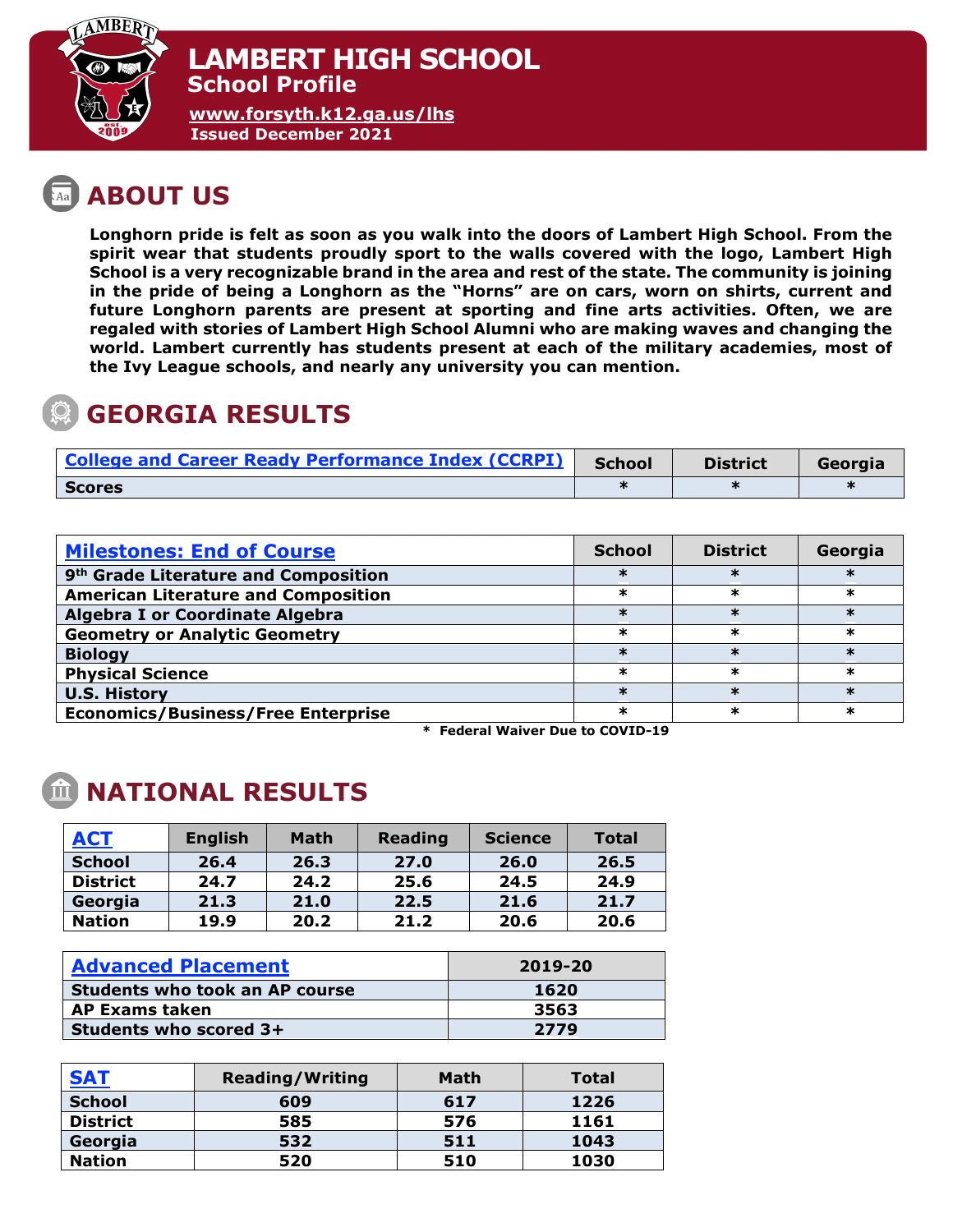# LAMBERT HIGH SCHOOL

## School Profile

www.forsyth.k12.ga.us/lhs

**Issued December 2021**

## ABOUT US

**Longhorn pride is felt as soon as you walk into the doors of Lambert High School. From the spirit wear that students proudly sport to the walls covered with the logo, Lambert High School is a very recognizable brand in the area and rest of the state. The community is joining in the pride of being a Longhorn as the "Horns" are on cars, worn on shirts, current and future Longhorn parents are present at sporting and fine arts activities. Often, we are regaled with stories of Lambert High School Alumni who are making waves and changing the world. Lambert currently has students present at each of the military academies, most of the Ivy League schools, and nearly any university you can mention.**

## GEORGIA RESULTS

| College and Career Ready Performance Index (CCRPI) | School | District | Georgia |
|---|---|---|---|
| Scores | * | * | * |

| Milestones: End of Course | School | District | Georgia |
|---|---|---|---|
| 9th Grade Literature and Composition | * | * | * |
| American Literature and Composition | * | * | * |
| Algebra I or Coordinate Algebra | * | * | * |
| Geometry or Analytic Geometry | * | * | * |
| Biology | * | * | * |
| Physical Science | * | * | * |
| U.S. History | * | * | * |
| Economics/Business/Free Enterprise | * | * | * |

**\* Federal Waiver Due to COVID-19**

## NATIONAL RESULTS

| ACT | English | Math | Reading | Science | Total |
|---|---|---|---|---|---|
| School | 26.4 | 26.3 | 27.0 | 26.0 | 26.5 |
| District | 24.7 | 24.2 | 25.6 | 24.5 | 24.9 |
| Georgia | 21.3 | 21.0 | 22.5 | 21.6 | 21.7 |
| Nation | 19.9 | 20.2 | 21.2 | 20.6 | 20.6 |

| Advanced Placement | 2019-20 |
|---|---|
| Students who took an AP course | 1620 |
| AP Exams taken | 3563 |
| Students who scored 3+ | 2779 |

| SAT | Reading/Writing | Math | Total |
|---|---|---|---|
| School | 609 | 617 | 1226 |
| District | 585 | 576 | 1161 |
| Georgia | 532 | 511 | 1043 |
| Nation | 520 | 510 | 1030 |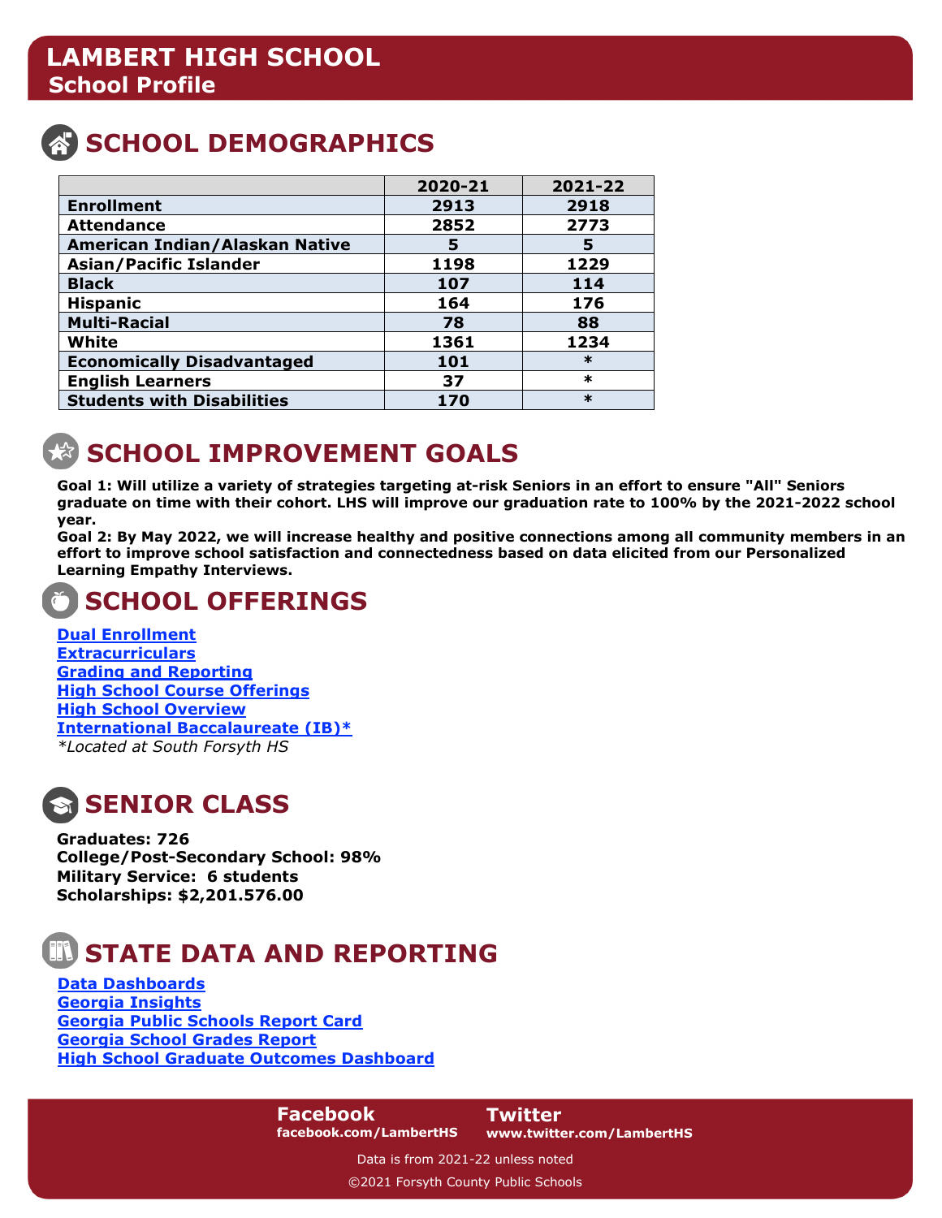# LAMBERT HIGH SCHOOL

## School Profile

## SCHOOL DEMOGRAPHICS

| | 2020-21 | 2021-22 |
|---|---|---|
| Enrollment | 2913 | 2918 |
| Attendance | 2852 | 2773 |
| American Indian/Alaskan Native | 5 | 5 |
| Asian/Pacific Islander | 1198 | 1229 |
| Black | 107 | 114 |
| Hispanic | 164 | 176 |
| Multi-Racial | 78 | 88 |
| White | 1361 | 1234 |
| Economically Disadvantaged | 101 | * |
| English Learners | 37 | * |
| Students with Disabilities | 170 | * |

## SCHOOL IMPROVEMENT GOALS

**Goal 1: Will utilize a variety of strategies targeting at-risk Seniors in an effort to ensure "All" Seniors graduate on time with their cohort. LHS will improve our graduation rate to 100% by the 2021-2022 school year.**

**Goal 2: By May 2022, we will increase healthy and positive connections among all community members in an effort to improve school satisfaction and connectedness based on data elicited from our Personalized Learning Empathy Interviews.**

## SCHOOL OFFERINGS

- Dual Enrollment
- Extracurriculars
- Grading and Reporting
- High School Course Offerings
- High School Overview
- International Baccalaureate (IB)*

*\*Located at South Forsyth HS*

## SENIOR CLASS

**Graduates: 726**
**College/Post-Secondary School: 98%**
**Military Service: 6 students**
**Scholarships: $2,201.576.00**

## STATE DATA AND REPORTING

- Data Dashboards
- Georgia Insights
- Georgia Public Schools Report Card
- Georgia School Grades Report
- High School Graduate Outcomes Dashboard

**Facebook**
facebook.com/LambertHS

**Twitter**
www.twitter.com/LambertHS

Data is from 2021-22 unless noted

©2021 Forsyth County Public Schools